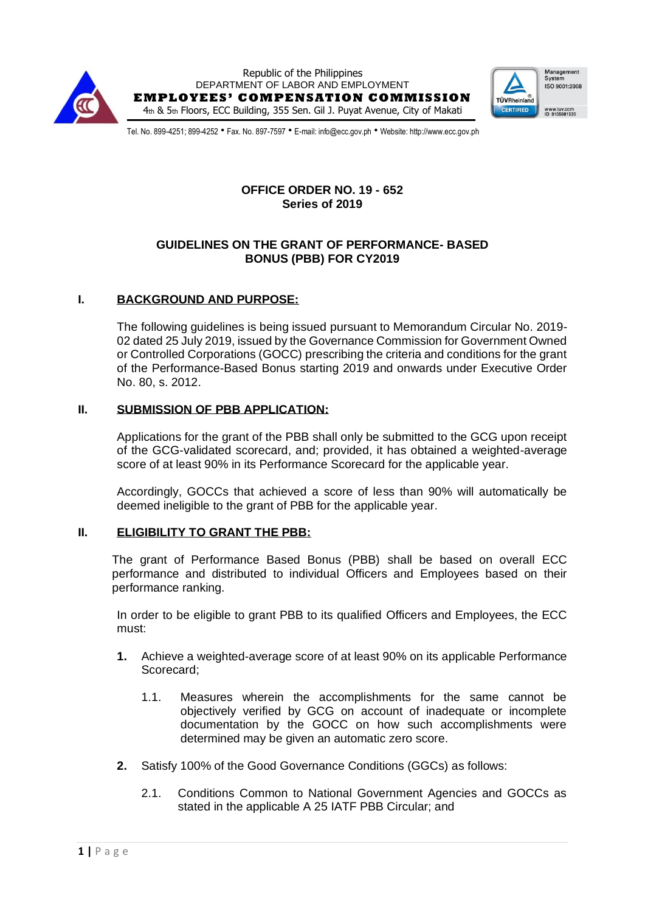Republic of the Philippines
DEPARTMENT OF LABOR AND EMPLOYMENT
**EMPLOYEES' COMPENSATION COMMISSION**
4th & 5th Floors, ECC Building, 355 Sen. Gil J. Puyat Avenue, City of Makati

Tel. No. 899-4251; 899-4252 • Fax. No. 897-7597 • E-mail: info@ecc.gov.ph • Website: http://www.ecc.gov.ph

**OFFICE ORDER NO. 19 - 652**
**Series of 2019**

**GUIDELINES ON THE GRANT OF PERFORMANCE- BASED BONUS (PBB) FOR CY2019**

## I. BACKGROUND AND PURPOSE:

The following guidelines is being issued pursuant to Memorandum Circular No. 2019-02 dated 25 July 2019, issued by the Governance Commission for Government Owned or Controlled Corporations (GOCC) prescribing the criteria and conditions for the grant of the Performance-Based Bonus starting 2019 and onwards under Executive Order No. 80, s. 2012.

## II. SUBMISSION OF PBB APPLICATION:

Applications for the grant of the PBB shall only be submitted to the GCG upon receipt of the GCG-validated scorecard, and; provided, it has obtained a weighted-average score of at least 90% in its Performance Scorecard for the applicable year.

Accordingly, GOCCs that achieved a score of less than 90% will automatically be deemed ineligible to the grant of PBB for the applicable year.

## II. ELIGIBILITY TO GRANT THE PBB:

The grant of Performance Based Bonus (PBB) shall be based on overall ECC performance and distributed to individual Officers and Employees based on their performance ranking.

In order to be eligible to grant PBB to its qualified Officers and Employees, the ECC must:

1. Achieve a weighted-average score of at least 90% on its applicable Performance Scorecard;

   1.1. Measures wherein the accomplishments for the same cannot be objectively verified by GCG on account of inadequate or incomplete documentation by the GOCC on how such accomplishments were determined may be given an automatic zero score.

2. Satisfy 100% of the Good Governance Conditions (GGCs) as follows:

   2.1. Conditions Common to National Government Agencies and GOCCs as stated in the applicable A 25 IATF PBB Circular; and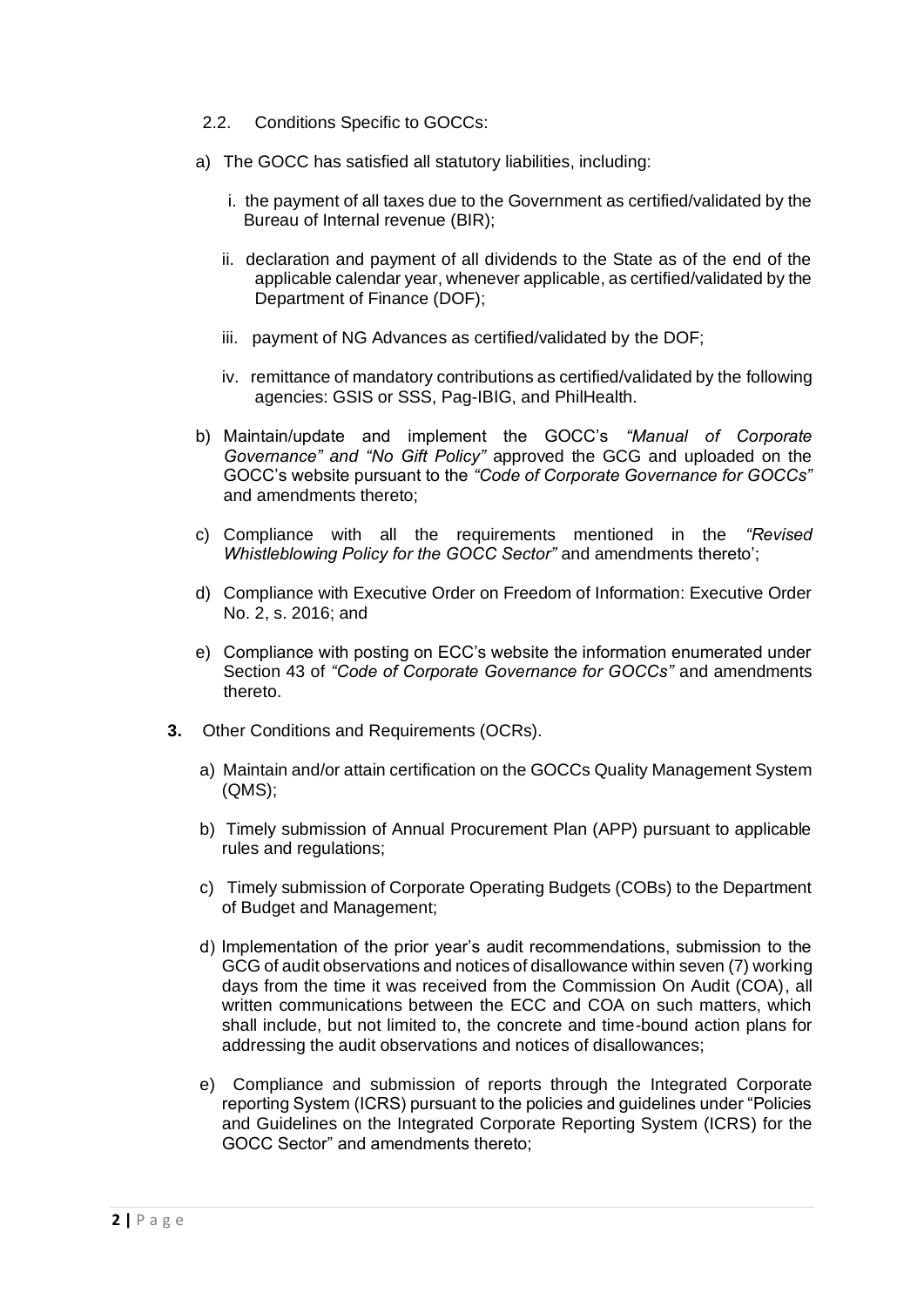2.2. Conditions Specific to GOCCs:

a) The GOCC has satisfied all statutory liabilities, including:

   i. the payment of all taxes due to the Government as certified/validated by the Bureau of Internal revenue (BIR);

   ii. declaration and payment of all dividends to the State as of the end of the applicable calendar year, whenever applicable, as certified/validated by the Department of Finance (DOF);

   iii. payment of NG Advances as certified/validated by the DOF;

   iv. remittance of mandatory contributions as certified/validated by the following agencies: GSIS or SSS, Pag-IBIG, and PhilHealth.

b) Maintain/update and implement the GOCC's *"Manual of Corporate Governance" and "No Gift Policy"* approved the GCG and uploaded on the GOCC's website pursuant to the *"Code of Corporate Governance for GOCCs"* and amendments thereto;

c) Compliance with all the requirements mentioned in the *"Revised Whistleblowing Policy for the GOCC Sector"* and amendments thereto';

d) Compliance with Executive Order on Freedom of Information: Executive Order No. 2, s. 2016; and

e) Compliance with posting on ECC's website the information enumerated under Section 43 of *"Code of Corporate Governance for GOCCs"* and amendments thereto.

**3.** Other Conditions and Requirements (OCRs).

a) Maintain and/or attain certification on the GOCCs Quality Management System (QMS);

b) Timely submission of Annual Procurement Plan (APP) pursuant to applicable rules and regulations;

c) Timely submission of Corporate Operating Budgets (COBs) to the Department of Budget and Management;

d) Implementation of the prior year's audit recommendations, submission to the GCG of audit observations and notices of disallowance within seven (7) working days from the time it was received from the Commission On Audit (COA), all written communications between the ECC and COA on such matters, which shall include, but not limited to, the concrete and time-bound action plans for addressing the audit observations and notices of disallowances;

e) Compliance and submission of reports through the Integrated Corporate reporting System (ICRS) pursuant to the policies and guidelines under "Policies and Guidelines on the Integrated Corporate Reporting System (ICRS) for the GOCC Sector" and amendments thereto;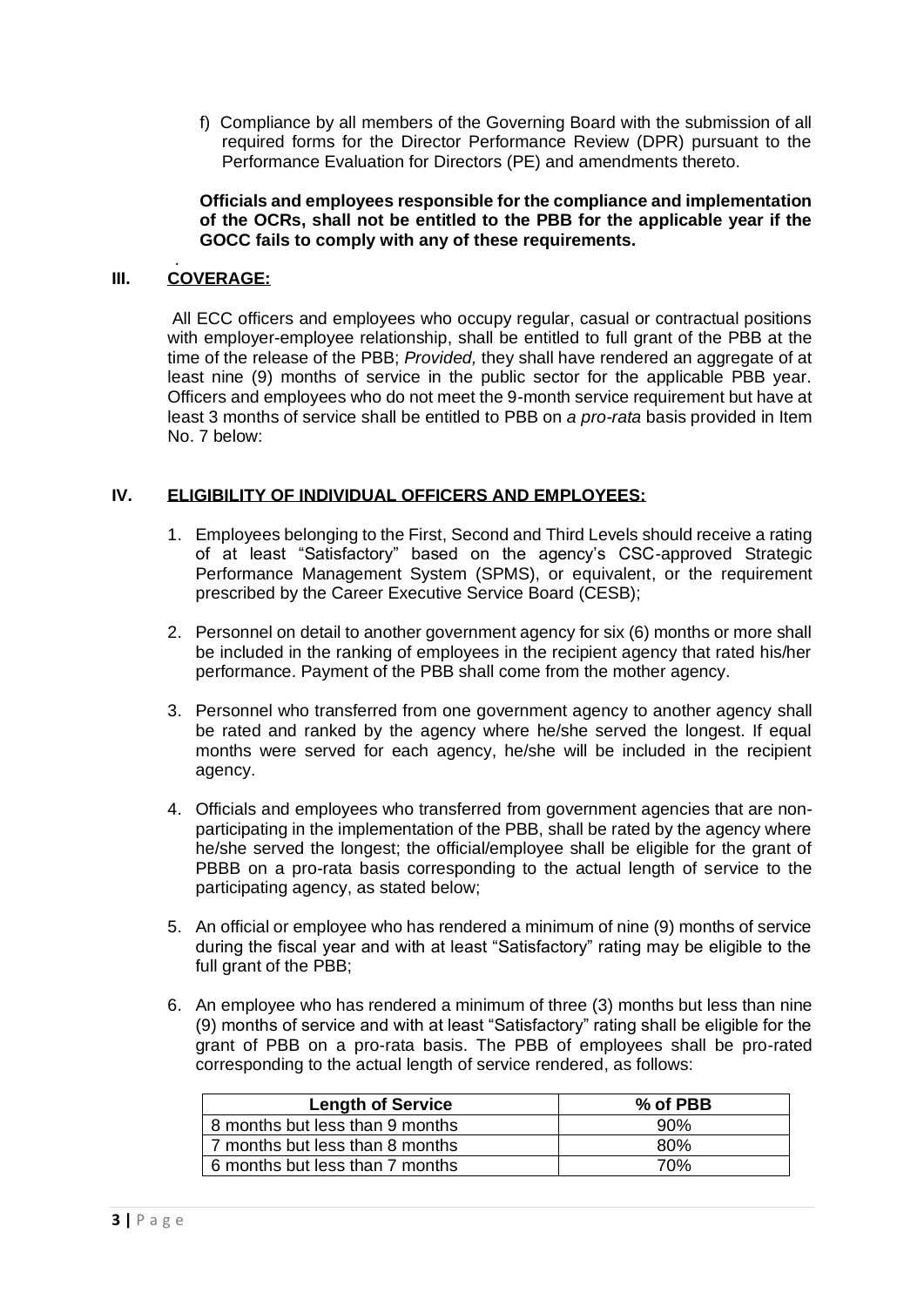f) Compliance by all members of the Governing Board with the submission of all required forms for the Director Performance Review (DPR) pursuant to the Performance Evaluation for Directors (PE) and amendments thereto.

**Officials and employees responsible for the compliance and implementation of the OCRs, shall not be entitled to the PBB for the applicable year if the GOCC fails to comply with any of these requirements.**

## III. COVERAGE:

All ECC officers and employees who occupy regular, casual or contractual positions with employer-employee relationship, shall be entitled to full grant of the PBB at the time of the release of the PBB; *Provided,* they shall have rendered an aggregate of at least nine (9) months of service in the public sector for the applicable PBB year. Officers and employees who do not meet the 9-month service requirement but have at least 3 months of service shall be entitled to PBB on *a pro-rata* basis provided in Item No. 7 below:

## IV. ELIGIBILITY OF INDIVIDUAL OFFICERS AND EMPLOYEES:

1. Employees belonging to the First, Second and Third Levels should receive a rating of at least "Satisfactory" based on the agency's CSC-approved Strategic Performance Management System (SPMS), or equivalent, or the requirement prescribed by the Career Executive Service Board (CESB);

2. Personnel on detail to another government agency for six (6) months or more shall be included in the ranking of employees in the recipient agency that rated his/her performance. Payment of the PBB shall come from the mother agency.

3. Personnel who transferred from one government agency to another agency shall be rated and ranked by the agency where he/she served the longest. If equal months were served for each agency, he/she will be included in the recipient agency.

4. Officials and employees who transferred from government agencies that are non-participating in the implementation of the PBB, shall be rated by the agency where he/she served the longest; the official/employee shall be eligible for the grant of PBBB on a pro-rata basis corresponding to the actual length of service to the participating agency, as stated below;

5. An official or employee who has rendered a minimum of nine (9) months of service during the fiscal year and with at least "Satisfactory" rating may be eligible to the full grant of the PBB;

6. An employee who has rendered a minimum of three (3) months but less than nine (9) months of service and with at least "Satisfactory" rating shall be eligible for the grant of PBB on a pro-rata basis. The PBB of employees shall be pro-rated corresponding to the actual length of service rendered, as follows:

| Length of Service | % of PBB |
|---|---|
| 8 months but less than 9 months | 90% |
| 7 months but less than 8 months | 80% |
| 6 months but less than 7 months | 70% |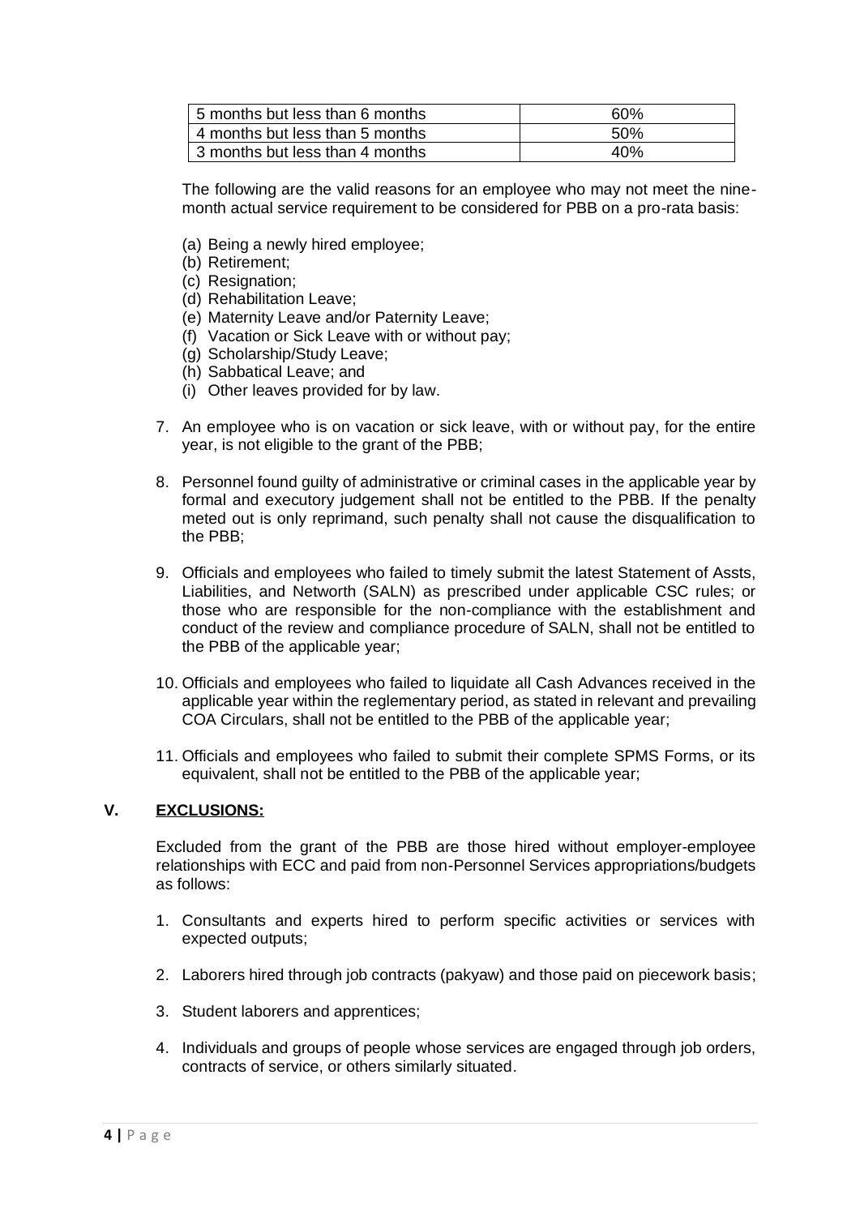| 5 months but less than 6 months | 60% |
| --- | --- |
| 4 months but less than 5 months | 50% |
| 3 months but less than 4 months | 40% |

The following are the valid reasons for an employee who may not meet the nine-month actual service requirement to be considered for PBB on a pro-rata basis:

(a) Being a newly hired employee;
(b) Retirement;
(c) Resignation;
(d) Rehabilitation Leave;
(e) Maternity Leave and/or Paternity Leave;
(f) Vacation or Sick Leave with or without pay;
(g) Scholarship/Study Leave;
(h) Sabbatical Leave; and
(i) Other leaves provided for by law.

7. An employee who is on vacation or sick leave, with or without pay, for the entire year, is not eligible to the grant of the PBB;

8. Personnel found guilty of administrative or criminal cases in the applicable year by formal and executory judgement shall not be entitled to the PBB. If the penalty meted out is only reprimand, such penalty shall not cause the disqualification to the PBB;

9. Officials and employees who failed to timely submit the latest Statement of Assts, Liabilities, and Networth (SALN) as prescribed under applicable CSC rules; or those who are responsible for the non-compliance with the establishment and conduct of the review and compliance procedure of SALN, shall not be entitled to the PBB of the applicable year;

10. Officials and employees who failed to liquidate all Cash Advances received in the applicable year within the reglementary period, as stated in relevant and prevailing COA Circulars, shall not be entitled to the PBB of the applicable year;

11. Officials and employees who failed to submit their complete SPMS Forms, or its equivalent, shall not be entitled to the PBB of the applicable year;

## V. EXCLUSIONS:

Excluded from the grant of the PBB are those hired without employer-employee relationships with ECC and paid from non-Personnel Services appropriations/budgets as follows:

1. Consultants and experts hired to perform specific activities or services with expected outputs;

2. Laborers hired through job contracts (pakyaw) and those paid on piecework basis;

3. Student laborers and apprentices;

4. Individuals and groups of people whose services are engaged through job orders, contracts of service, or others similarly situated.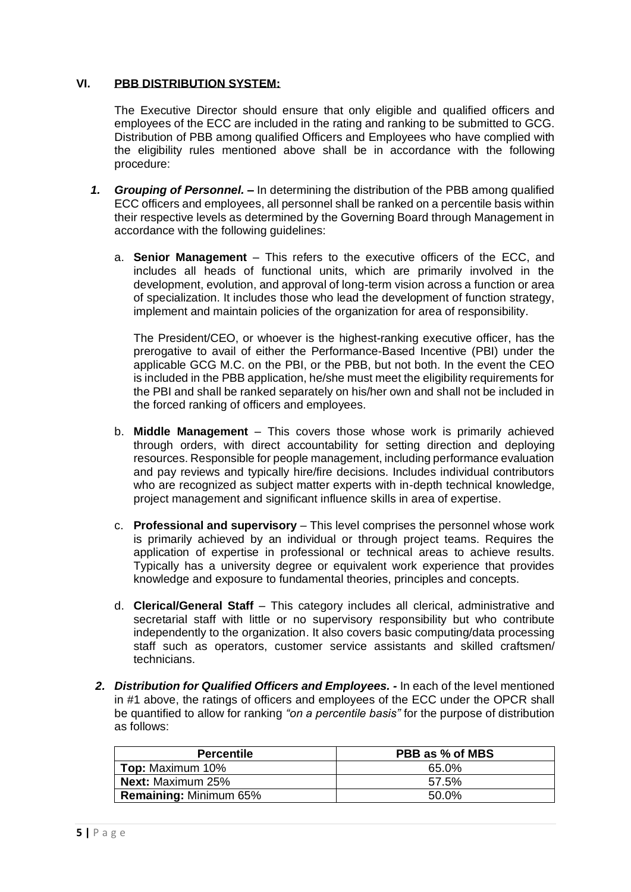## VI. PBB DISTRIBUTION SYSTEM:

The Executive Director should ensure that only eligible and qualified officers and employees of the ECC are included in the rating and ranking to be submitted to GCG. Distribution of PBB among qualified Officers and Employees who have complied with the eligibility rules mentioned above shall be in accordance with the following procedure:

1. ***Grouping of Personnel.*** **–** In determining the distribution of the PBB among qualified ECC officers and employees, all personnel shall be ranked on a percentile basis within their respective levels as determined by the Governing Board through Management in accordance with the following guidelines:

   a. **Senior Management** – This refers to the executive officers of the ECC, and includes all heads of functional units, which are primarily involved in the development, evolution, and approval of long-term vision across a function or area of specialization. It includes those who lead the development of function strategy, implement and maintain policies of the organization for area of responsibility.

   The President/CEO, or whoever is the highest-ranking executive officer, has the prerogative to avail of either the Performance-Based Incentive (PBI) under the applicable GCG M.C. on the PBI, or the PBB, but not both. In the event the CEO is included in the PBB application, he/she must meet the eligibility requirements for the PBI and shall be ranked separately on his/her own and shall not be included in the forced ranking of officers and employees.

   b. **Middle Management** – This covers those whose work is primarily achieved through orders, with direct accountability for setting direction and deploying resources. Responsible for people management, including performance evaluation and pay reviews and typically hire/fire decisions. Includes individual contributors who are recognized as subject matter experts with in-depth technical knowledge, project management and significant influence skills in area of expertise.

   c. **Professional and supervisory** – This level comprises the personnel whose work is primarily achieved by an individual or through project teams. Requires the application of expertise in professional or technical areas to achieve results. Typically has a university degree or equivalent work experience that provides knowledge and exposure to fundamental theories, principles and concepts.

   d. **Clerical/General Staff** – This category includes all clerical, administrative and secretarial staff with little or no supervisory responsibility but who contribute independently to the organization. It also covers basic computing/data processing staff such as operators, customer service assistants and skilled craftsmen/ technicians.

2. ***Distribution for Qualified Officers and Employees. -*** In each of the level mentioned in #1 above, the ratings of officers and employees of the ECC under the OPCR shall be quantified to allow for ranking *"on a percentile basis"* for the purpose of distribution as follows:

| Percentile | PBB as % of MBS |
|---|---|
| **Top:** Maximum 10% | 65.0% |
| **Next:** Maximum 25% | 57.5% |
| **Remaining:** Minimum 65% | 50.0% |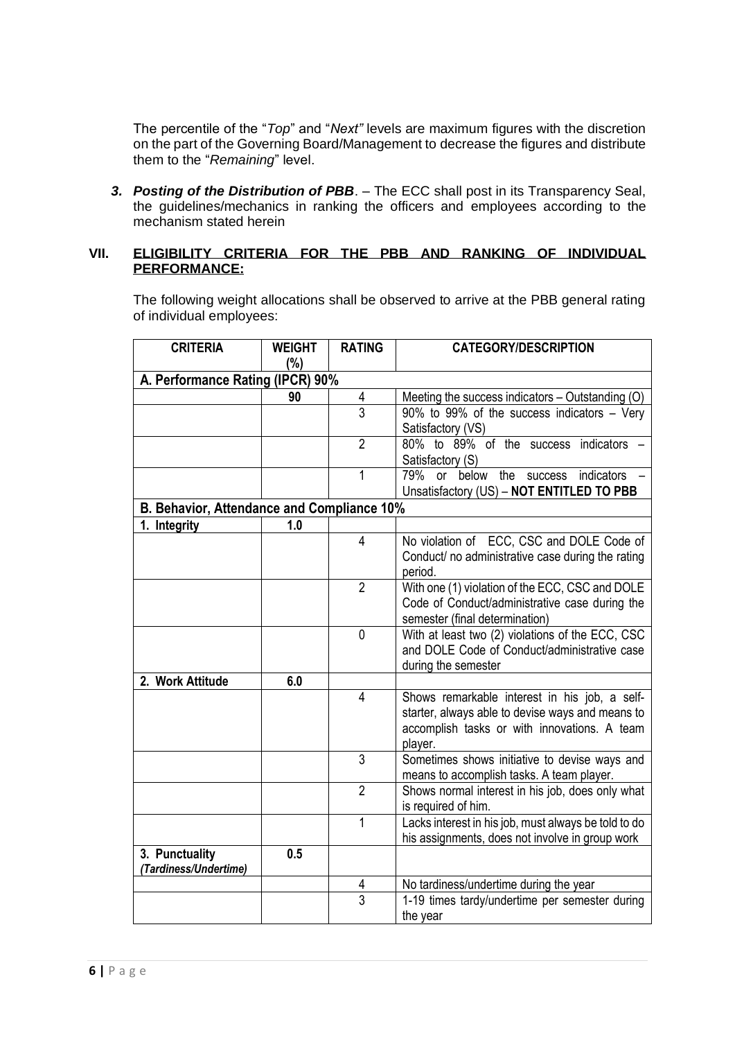The percentile of the "*Top*" and "*Next"* levels are maximum figures with the discretion on the part of the Governing Board/Management to decrease the figures and distribute them to the "*Remaining*" level.

***3. Posting of the Distribution of PBB***. – The ECC shall post in its Transparency Seal, the guidelines/mechanics in ranking the officers and employees according to the mechanism stated herein

## VII. ELIGIBILITY CRITERIA FOR THE PBB AND RANKING OF INDIVIDUAL PERFORMANCE:

The following weight allocations shall be observed to arrive at the PBB general rating of individual employees:

| CRITERIA | WEIGHT (%) | RATING | CATEGORY/DESCRIPTION |
|---|---|---|---|
| **A. Performance Rating (IPCR) 90%** | | | |
| | **90** | 4 | Meeting the success indicators – Outstanding (O) |
| | | 3 | 90% to 99% of the success indicators – Very Satisfactory (VS) |
| | | 2 | 80% to 89% of the success indicators – Satisfactory (S) |
| | | 1 | 79% or below the success indicators – Unsatisfactory (US) – **NOT ENTITLED TO PBB** |
| **B. Behavior, Attendance and Compliance 10%** | | | |
| **1. Integrity** | **1.0** | | |
| | | 4 | No violation of ECC, CSC and DOLE Code of Conduct/ no administrative case during the rating period. |
| | | 2 | With one (1) violation of the ECC, CSC and DOLE Code of Conduct/administrative case during the semester (final determination) |
| | | 0 | With at least two (2) violations of the ECC, CSC and DOLE Code of Conduct/administrative case during the semester |
| **2. Work Attitude** | **6.0** | | |
| | | 4 | Shows remarkable interest in his job, a self-starter, always able to devise ways and means to accomplish tasks or with innovations. A team player. |
| | | 3 | Sometimes shows initiative to devise ways and means to accomplish tasks. A team player. |
| | | 2 | Shows normal interest in his job, does only what is required of him. |
| | | 1 | Lacks interest in his job, must always be told to do his assignments, does not involve in group work |
| **3. Punctuality** ***(Tardiness/Undertime)*** | **0.5** | | |
| | | 4 | No tardiness/undertime during the year |
| | | 3 | 1-19 times tardy/undertime per semester during the year |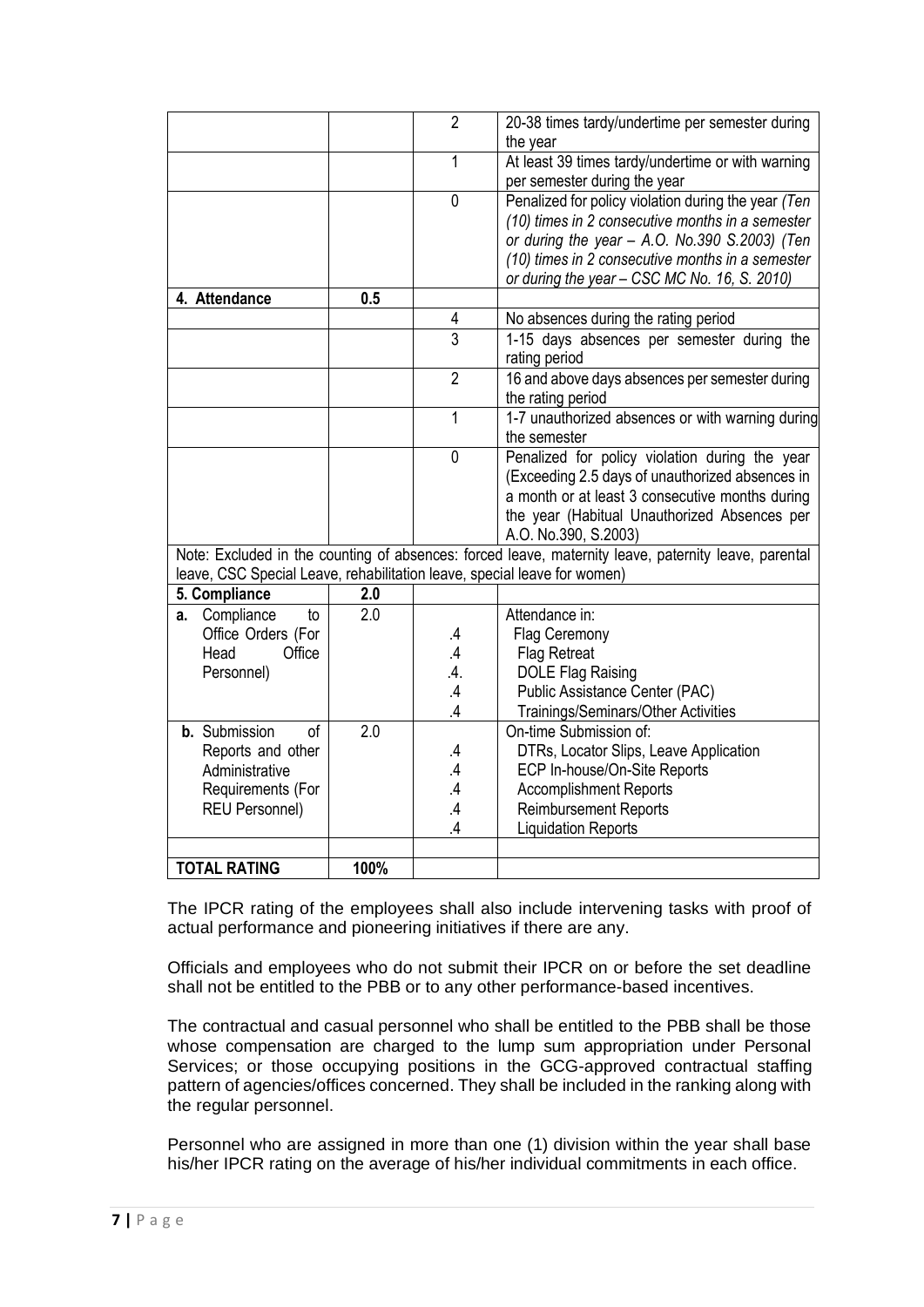| | | | |
|---|---|---|---|
| | | 2 | 20-38 times tardy/undertime per semester during the year |
| | | 1 | At least 39 times tardy/undertime or with warning per semester during the year |
| | | 0 | Penalized for policy violation during the year *(Ten (10) times in 2 consecutive months in a semester or during the year – A.O. No.390 S.2003) (Ten (10) times in 2 consecutive months in a semester or during the year – CSC MC No. 16, S. 2010)* |
| **4. Attendance** | **0.5** | | |
| | | 4 | No absences during the rating period |
| | | 3 | 1-15 days absences per semester during the rating period |
| | | 2 | 16 and above days absences per semester during the rating period |
| | | 1 | 1-7 unauthorized absences or with warning during the semester |
| | | 0 | Penalized for policy violation during the year (Exceeding 2.5 days of unauthorized absences in a month or at least 3 consecutive months during the year (Habitual Unauthorized Absences per A.O. No.390, S.2003) |
| Note: Excluded in the counting of absences: forced leave, maternity leave, paternity leave, parental leave, CSC Special Leave, rehabilitation leave, special leave for women) | | | |
| **5. Compliance** | **2.0** | | |
| **a.** Compliance to Office Orders (For Head Office Personnel) | 2.0 | .4<br>.4<br>.4.<br>.4<br>.4 | Attendance in:<br>Flag Ceremony<br>Flag Retreat<br>DOLE Flag Raising<br>Public Assistance Center (PAC)<br>Trainings/Seminars/Other Activities |
| **b.** Submission of Reports and other Administrative Requirements (For REU Personnel) | 2.0 | .4<br>.4<br>.4<br>.4<br>.4 | On-time Submission of:<br>DTRs, Locator Slips, Leave Application<br>ECP In-house/On-Site Reports<br>Accomplishment Reports<br>Reimbursement Reports<br>Liquidation Reports |
| | | | |
| **TOTAL RATING** | **100%** | | |

The IPCR rating of the employees shall also include intervening tasks with proof of actual performance and pioneering initiatives if there are any.

Officials and employees who do not submit their IPCR on or before the set deadline shall not be entitled to the PBB or to any other performance-based incentives.

The contractual and casual personnel who shall be entitled to the PBB shall be those whose compensation are charged to the lump sum appropriation under Personal Services; or those occupying positions in the GCG-approved contractual staffing pattern of agencies/offices concerned. They shall be included in the ranking along with the regular personnel.

Personnel who are assigned in more than one (1) division within the year shall base his/her IPCR rating on the average of his/her individual commitments in each office.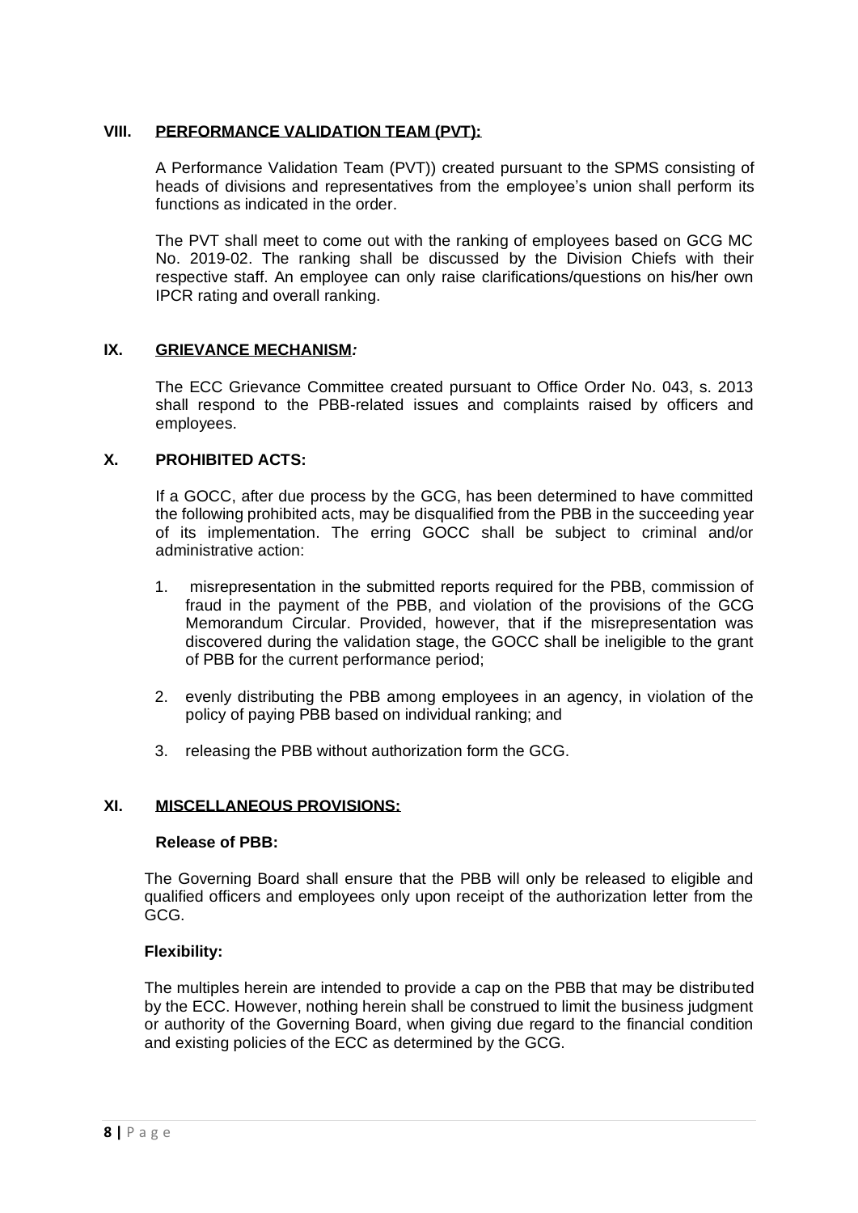## VIII. PERFORMANCE VALIDATION TEAM (PVT):

A Performance Validation Team (PVT)) created pursuant to the SPMS consisting of heads of divisions and representatives from the employee's union shall perform its functions as indicated in the order.

The PVT shall meet to come out with the ranking of employees based on GCG MC No. 2019-02. The ranking shall be discussed by the Division Chiefs with their respective staff. An employee can only raise clarifications/questions on his/her own IPCR rating and overall ranking.

## IX. GRIEVANCE MECHANISM*:*

The ECC Grievance Committee created pursuant to Office Order No. 043, s. 2013 shall respond to the PBB-related issues and complaints raised by officers and employees.

## X. PROHIBITED ACTS:

If a GOCC, after due process by the GCG, has been determined to have committed the following prohibited acts, may be disqualified from the PBB in the succeeding year of its implementation. The erring GOCC shall be subject to criminal and/or administrative action:

1. misrepresentation in the submitted reports required for the PBB, commission of fraud in the payment of the PBB, and violation of the provisions of the GCG Memorandum Circular. Provided, however, that if the misrepresentation was discovered during the validation stage, the GOCC shall be ineligible to the grant of PBB for the current performance period;

2. evenly distributing the PBB among employees in an agency, in violation of the policy of paying PBB based on individual ranking; and

3. releasing the PBB without authorization form the GCG.

## XI. MISCELLANEOUS PROVISIONS:

**Release of PBB:**

The Governing Board shall ensure that the PBB will only be released to eligible and qualified officers and employees only upon receipt of the authorization letter from the GCG.

**Flexibility:**

The multiples herein are intended to provide a cap on the PBB that may be distributed by the ECC. However, nothing herein shall be construed to limit the business judgment or authority of the Governing Board, when giving due regard to the financial condition and existing policies of the ECC as determined by the GCG.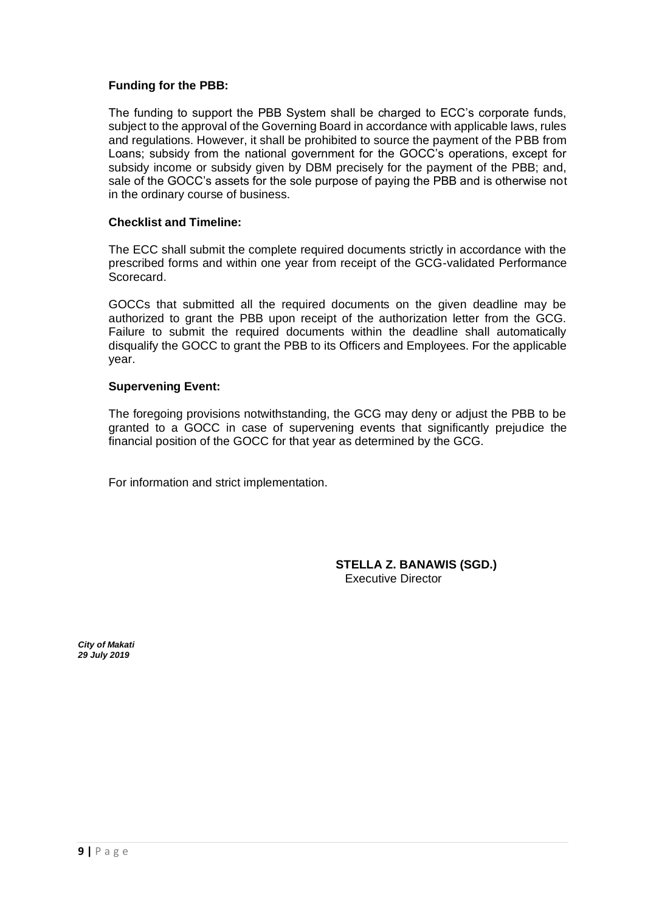**Funding for the PBB:**

The funding to support the PBB System shall be charged to ECC's corporate funds, subject to the approval of the Governing Board in accordance with applicable laws, rules and regulations. However, it shall be prohibited to source the payment of the PBB from Loans; subsidy from the national government for the GOCC's operations, except for subsidy income or subsidy given by DBM precisely for the payment of the PBB; and, sale of the GOCC's assets for the sole purpose of paying the PBB and is otherwise not in the ordinary course of business.

**Checklist and Timeline:**

The ECC shall submit the complete required documents strictly in accordance with the prescribed forms and within one year from receipt of the GCG-validated Performance Scorecard.

GOCCs that submitted all the required documents on the given deadline may be authorized to grant the PBB upon receipt of the authorization letter from the GCG. Failure to submit the required documents within the deadline shall automatically disqualify the GOCC to grant the PBB to its Officers and Employees. For the applicable year.

**Supervening Event:**

The foregoing provisions notwithstanding, the GCG may deny or adjust the PBB to be granted to a GOCC in case of supervening events that significantly prejudice the financial position of the GOCC for that year as determined by the GCG.

For information and strict implementation.

**STELLA Z. BANAWIS (SGD.)**
Executive Director

***City of Makati***
***29 July 2019***